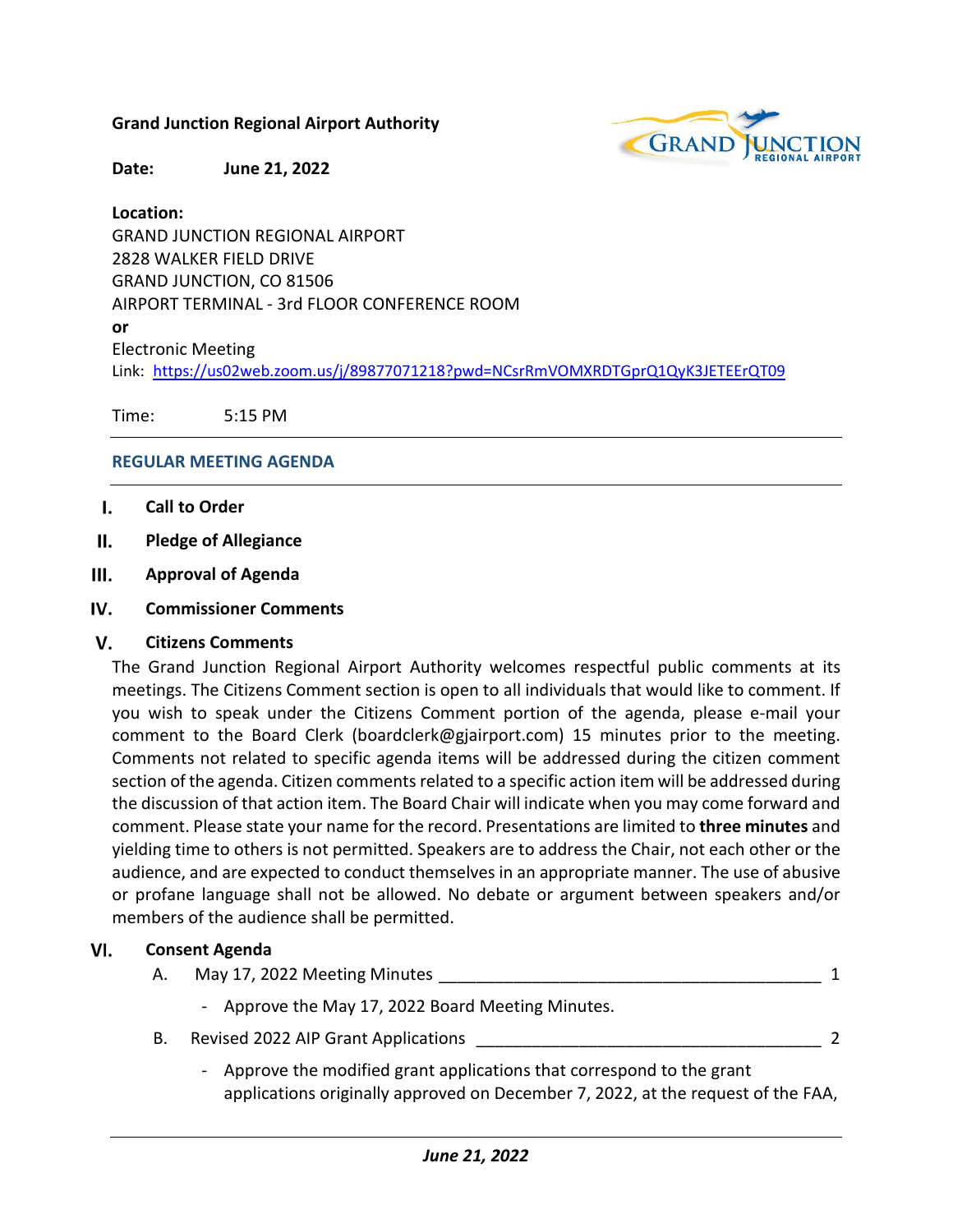**Grand Junction Regional Airport Authority**

**Date:** **June 21, 2022**

**Location:**
GRAND JUNCTION REGIONAL AIRPORT
2828 WALKER FIELD DRIVE
GRAND JUNCTION, CO 81506
AIRPORT TERMINAL - 3rd FLOOR CONFERENCE ROOM
**or**
Electronic Meeting
Link: [https://us02web.zoom.us/j/89877071218?pwd=NCsrRmVOMXRDTGprQ1QyK3JETEErQT09](https://us02web.zoom.us/j/89877071218?pwd=NCsrRmVOMXRDTGprQ1QyK3JETEErQT09)

Time: 5:15 PM

---

## REGULAR MEETING AGENDA

---

**I. Call to Order**

**II. Pledge of Allegiance**

**III. Approval of Agenda**

**IV. Commissioner Comments**

**V. Citizens Comments**

The Grand Junction Regional Airport Authority welcomes respectful public comments at its meetings. The Citizens Comment section is open to all individuals that would like to comment. If you wish to speak under the Citizens Comment portion of the agenda, please e-mail your comment to the Board Clerk (boardclerk@gjairport.com) 15 minutes prior to the meeting. Comments not related to specific agenda items will be addressed during the citizen comment section of the agenda. Citizen comments related to a specific action item will be addressed during the discussion of that action item. The Board Chair will indicate when you may come forward and comment. Please state your name for the record. Presentations are limited to **three minutes** and yielding time to others is not permitted. Speakers are to address the Chair, not each other or the audience, and are expected to conduct themselves in an appropriate manner. The use of abusive or profane language shall not be allowed. No debate or argument between speakers and/or members of the audience shall be permitted.

**VI. Consent Agenda**

A. May 17, 2022 Meeting Minutes ________________________________________ 1

- Approve the May 17, 2022 Board Meeting Minutes.

B. Revised 2022 AIP Grant Applications ____________________________________ 2

- Approve the modified grant applications that correspond to the grant applications originally approved on December 7, 2022, at the request of the FAA,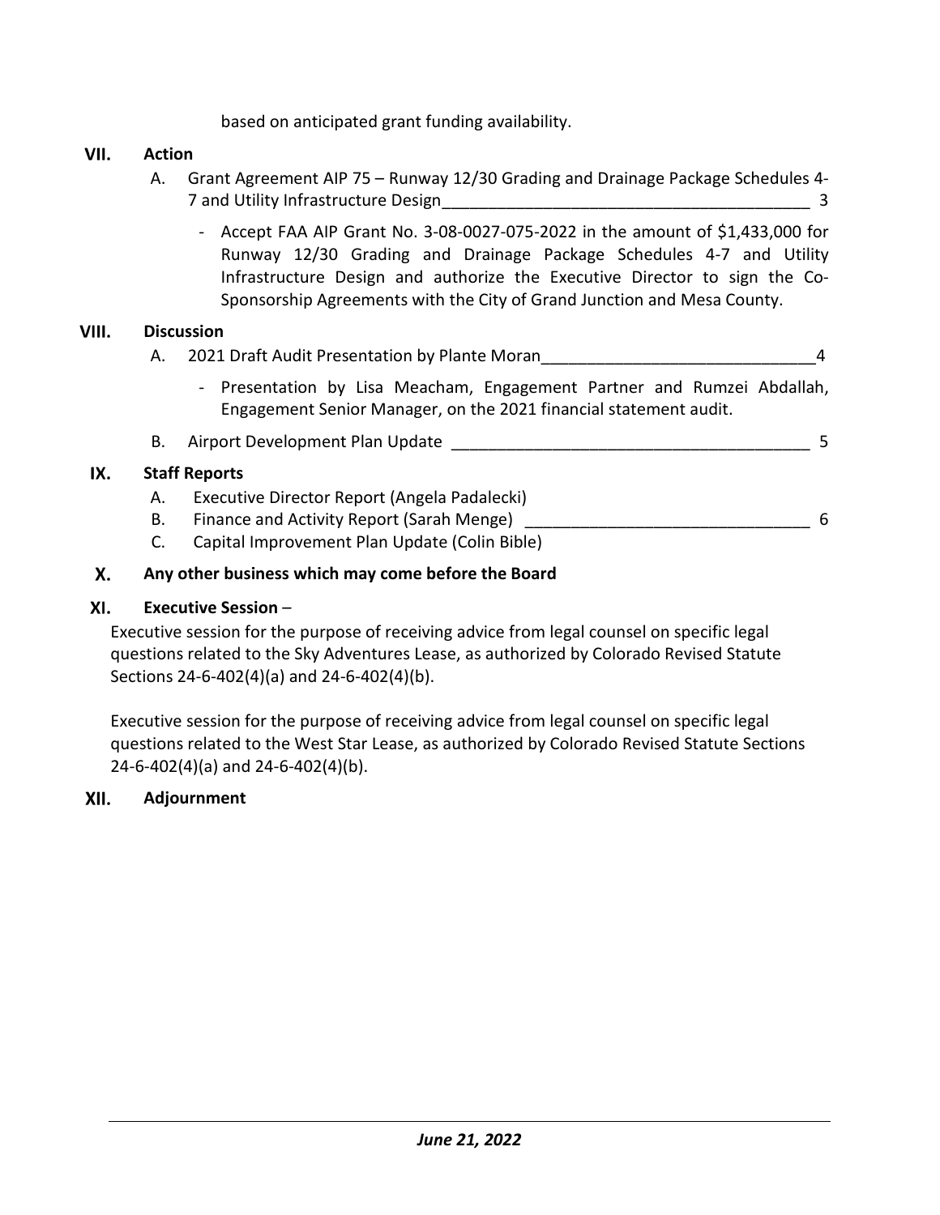based on anticipated grant funding availability.

## VII. Action

A. Grant Agreement AIP 75 – Runway 12/30 Grading and Drainage Package Schedules 4-7 and Utility Infrastructure Design________________________________________ 3

- Accept FAA AIP Grant No. 3-08-0027-075-2022 in the amount of $1,433,000 for Runway 12/30 Grading and Drainage Package Schedules 4-7 and Utility Infrastructure Design and authorize the Executive Director to sign the Co-Sponsorship Agreements with the City of Grand Junction and Mesa County.

## VIII. Discussion

A. 2021 Draft Audit Presentation by Plante Moran______________________________4

- Presentation by Lisa Meacham, Engagement Partner and Rumzei Abdallah, Engagement Senior Manager, on the 2021 financial statement audit.

B. Airport Development Plan Update ________________________________________ 5

## IX. Staff Reports

A. Executive Director Report (Angela Padalecki)
B. Finance and Activity Report (Sarah Menge) ________________________________ 6
C. Capital Improvement Plan Update (Colin Bible)

## X. Any other business which may come before the Board

## XI. Executive Session –

Executive session for the purpose of receiving advice from legal counsel on specific legal questions related to the Sky Adventures Lease, as authorized by Colorado Revised Statute Sections 24-6-402(4)(a) and 24-6-402(4)(b).

Executive session for the purpose of receiving advice from legal counsel on specific legal questions related to the West Star Lease, as authorized by Colorado Revised Statute Sections 24-6-402(4)(a) and 24-6-402(4)(b).

## XII. Adjournment